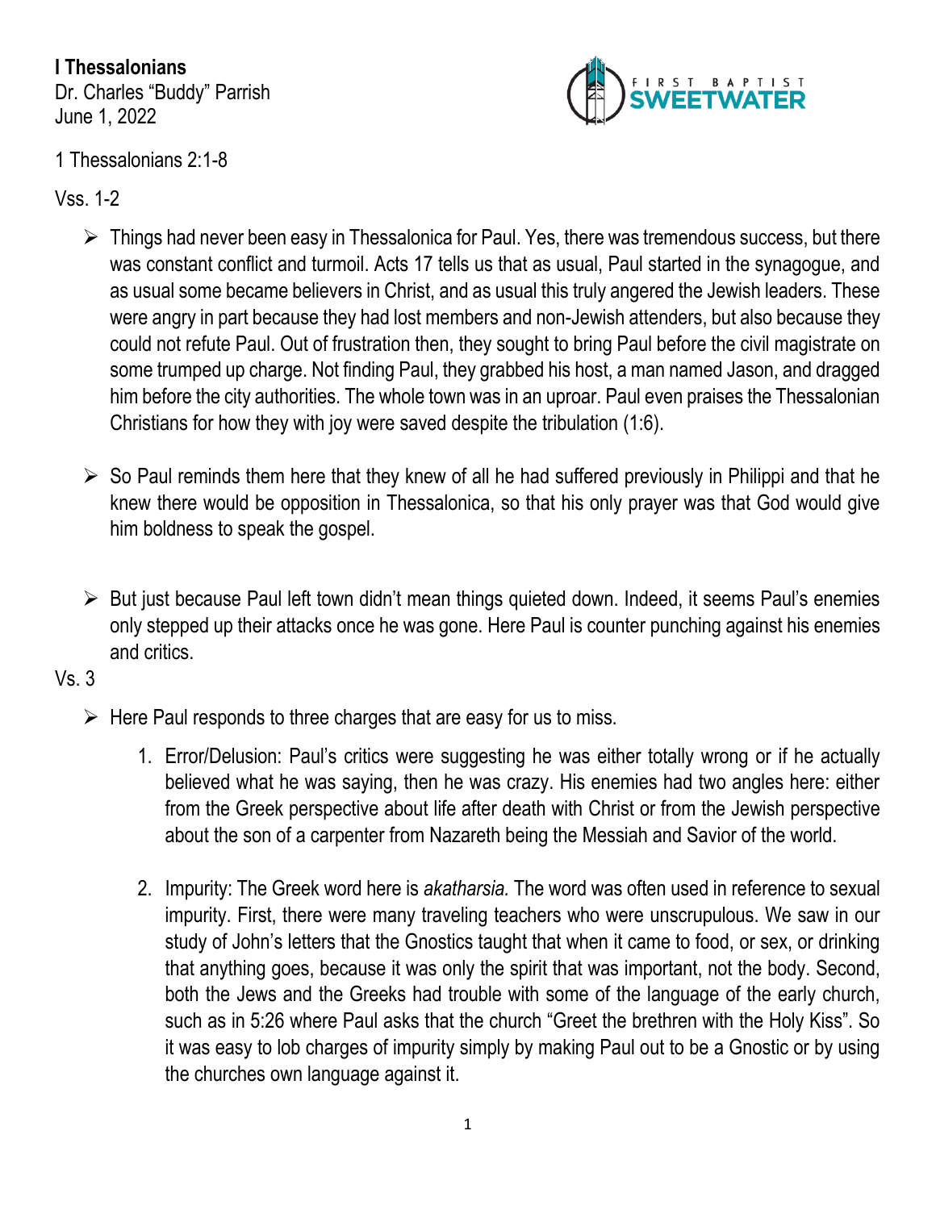**I Thessalonians**
Dr. Charles "Buddy" Parrish
June 1, 2022

1 Thessalonians 2:1-8

Vss. 1-2

- Things had never been easy in Thessalonica for Paul. Yes, there was tremendous success, but there was constant conflict and turmoil. Acts 17 tells us that as usual, Paul started in the synagogue, and as usual some became believers in Christ, and as usual this truly angered the Jewish leaders. These were angry in part because they had lost members and non-Jewish attenders, but also because they could not refute Paul. Out of frustration then, they sought to bring Paul before the civil magistrate on some trumped up charge. Not finding Paul, they grabbed his host, a man named Jason, and dragged him before the city authorities. The whole town was in an uproar. Paul even praises the Thessalonian Christians for how they with joy were saved despite the tribulation (1:6).

- So Paul reminds them here that they knew of all he had suffered previously in Philippi and that he knew there would be opposition in Thessalonica, so that his only prayer was that God would give him boldness to speak the gospel.

- But just because Paul left town didn't mean things quieted down. Indeed, it seems Paul's enemies only stepped up their attacks once he was gone. Here Paul is counter punching against his enemies and critics.

Vs. 3

- Here Paul responds to three charges that are easy for us to miss.

  1. Error/Delusion: Paul's critics were suggesting he was either totally wrong or if he actually believed what he was saying, then he was crazy. His enemies had two angles here: either from the Greek perspective about life after death with Christ or from the Jewish perspective about the son of a carpenter from Nazareth being the Messiah and Savior of the world.

  2. Impurity: The Greek word here is *akatharsia.* The word was often used in reference to sexual impurity. First, there were many traveling teachers who were unscrupulous. We saw in our study of John's letters that the Gnostics taught that when it came to food, or sex, or drinking that anything goes, because it was only the spirit that was important, not the body. Second, both the Jews and the Greeks had trouble with some of the language of the early church, such as in 5:26 where Paul asks that the church "Greet the brethren with the Holy Kiss". So it was easy to lob charges of impurity simply by making Paul out to be a Gnostic or by using the churches own language against it.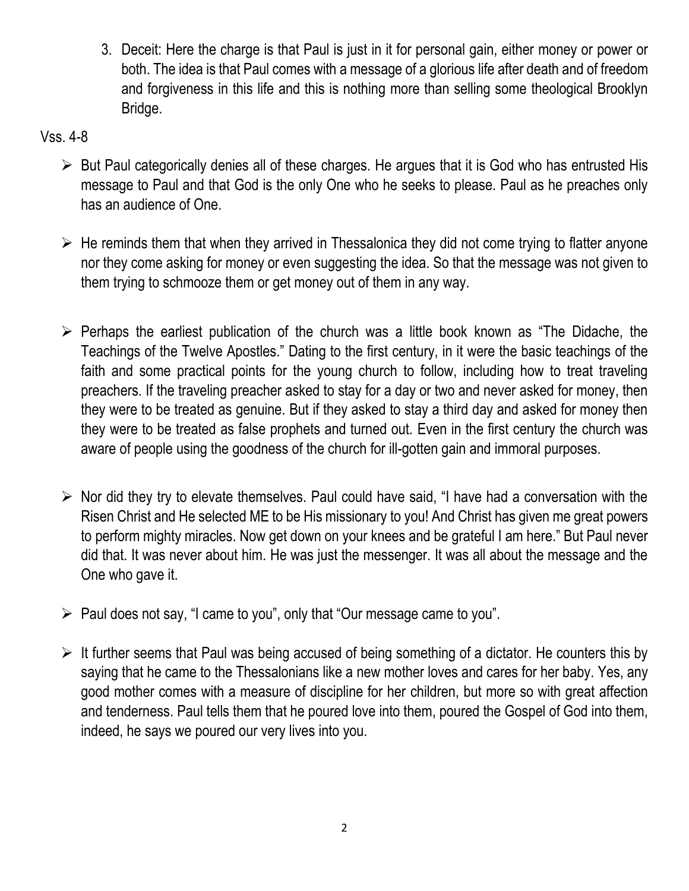3. Deceit: Here the charge is that Paul is just in it for personal gain, either money or power or both. The idea is that Paul comes with a message of a glorious life after death and of freedom and forgiveness in this life and this is nothing more than selling some theological Brooklyn Bridge.

Vss. 4-8

- But Paul categorically denies all of these charges. He argues that it is God who has entrusted His message to Paul and that God is the only One who he seeks to please. Paul as he preaches only has an audience of One.

- He reminds them that when they arrived in Thessalonica they did not come trying to flatter anyone nor they come asking for money or even suggesting the idea. So that the message was not given to them trying to schmooze them or get money out of them in any way.

- Perhaps the earliest publication of the church was a little book known as "The Didache, the Teachings of the Twelve Apostles." Dating to the first century, in it were the basic teachings of the faith and some practical points for the young church to follow, including how to treat traveling preachers. If the traveling preacher asked to stay for a day or two and never asked for money, then they were to be treated as genuine. But if they asked to stay a third day and asked for money then they were to be treated as false prophets and turned out. Even in the first century the church was aware of people using the goodness of the church for ill-gotten gain and immoral purposes.

- Nor did they try to elevate themselves. Paul could have said, "I have had a conversation with the Risen Christ and He selected ME to be His missionary to you! And Christ has given me great powers to perform mighty miracles. Now get down on your knees and be grateful I am here." But Paul never did that. It was never about him. He was just the messenger. It was all about the message and the One who gave it.

- Paul does not say, "I came to you", only that "Our message came to you".

- It further seems that Paul was being accused of being something of a dictator. He counters this by saying that he came to the Thessalonians like a new mother loves and cares for her baby. Yes, any good mother comes with a measure of discipline for her children, but more so with great affection and tenderness. Paul tells them that he poured love into them, poured the Gospel of God into them, indeed, he says we poured our very lives into you.